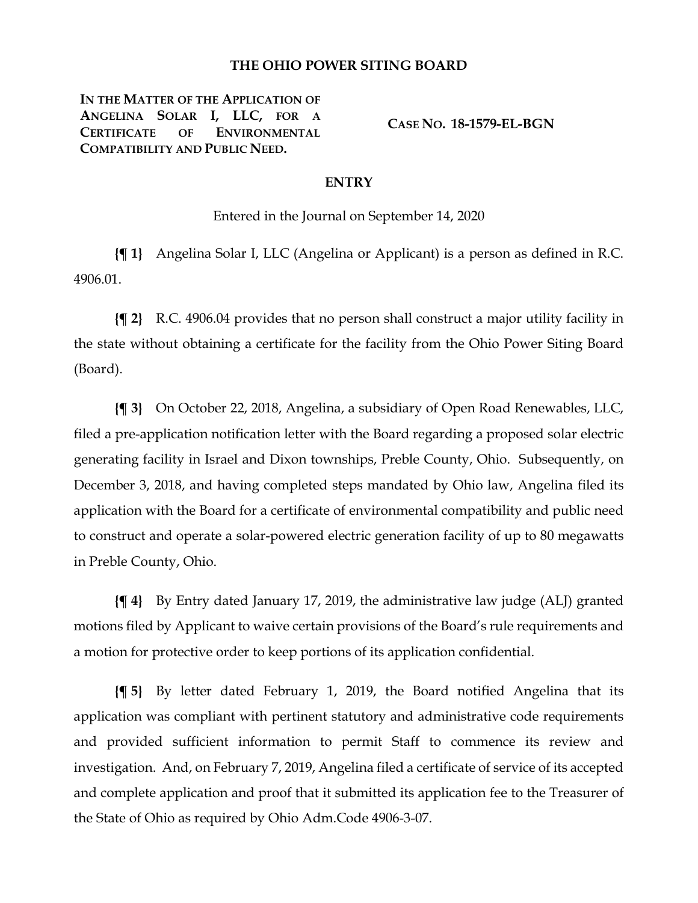# THE OHIO POWER SITING BOARD

**IN THE MATTER OF THE APPLICATION OF ANGELINA SOLAR I, LLC, FOR A CERTIFICATE OF ENVIRONMENTAL COMPATIBILITY AND PUBLIC NEED.**

**CASE NO. 18-1579-EL-BGN**

## ENTRY

Entered in the Journal on September 14, 2020

**{¶ 1}** Angelina Solar I, LLC (Angelina or Applicant) is a person as defined in R.C. 4906.01.

**{¶ 2}** R.C. 4906.04 provides that no person shall construct a major utility facility in the state without obtaining a certificate for the facility from the Ohio Power Siting Board (Board).

**{¶ 3}** On October 22, 2018, Angelina, a subsidiary of Open Road Renewables, LLC, filed a pre-application notification letter with the Board regarding a proposed solar electric generating facility in Israel and Dixon townships, Preble County, Ohio. Subsequently, on December 3, 2018, and having completed steps mandated by Ohio law, Angelina filed its application with the Board for a certificate of environmental compatibility and public need to construct and operate a solar-powered electric generation facility of up to 80 megawatts in Preble County, Ohio.

**{¶ 4}** By Entry dated January 17, 2019, the administrative law judge (ALJ) granted motions filed by Applicant to waive certain provisions of the Board's rule requirements and a motion for protective order to keep portions of its application confidential.

**{¶ 5}** By letter dated February 1, 2019, the Board notified Angelina that its application was compliant with pertinent statutory and administrative code requirements and provided sufficient information to permit Staff to commence its review and investigation. And, on February 7, 2019, Angelina filed a certificate of service of its accepted and complete application and proof that it submitted its application fee to the Treasurer of the State of Ohio as required by Ohio Adm.Code 4906-3-07.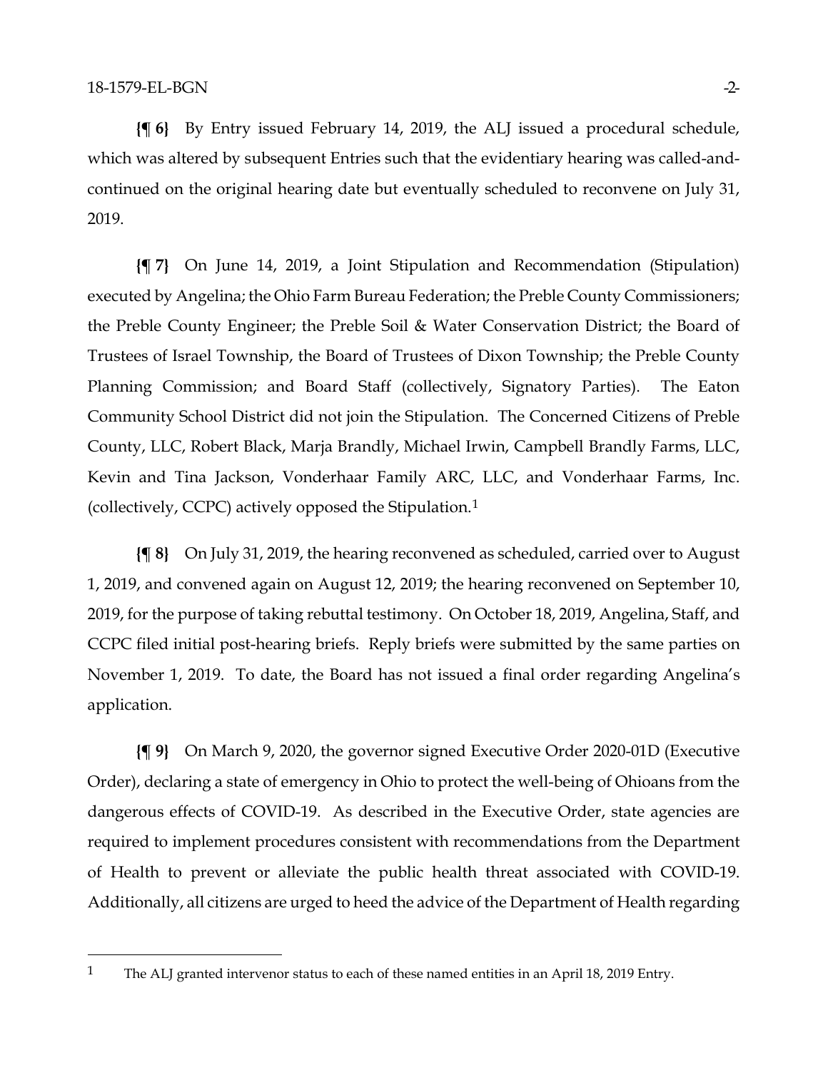**{¶ 6}** By Entry issued February 14, 2019, the ALJ issued a procedural schedule, which was altered by subsequent Entries such that the evidentiary hearing was called-and-continued on the original hearing date but eventually scheduled to reconvene on July 31, 2019.

**{¶ 7}** On June 14, 2019, a Joint Stipulation and Recommendation (Stipulation) executed by Angelina; the Ohio Farm Bureau Federation; the Preble County Commissioners; the Preble County Engineer; the Preble Soil & Water Conservation District; the Board of Trustees of Israel Township, the Board of Trustees of Dixon Township; the Preble County Planning Commission; and Board Staff (collectively, Signatory Parties). The Eaton Community School District did not join the Stipulation. The Concerned Citizens of Preble County, LLC, Robert Black, Marja Brandly, Michael Irwin, Campbell Brandly Farms, LLC, Kevin and Tina Jackson, Vonderhaar Family ARC, LLC, and Vonderhaar Farms, Inc. (collectively, CCPC) actively opposed the Stipulation.[1]

**{¶ 8}** On July 31, 2019, the hearing reconvened as scheduled, carried over to August 1, 2019, and convened again on August 12, 2019; the hearing reconvened on September 10, 2019, for the purpose of taking rebuttal testimony. On October 18, 2019, Angelina, Staff, and CCPC filed initial post-hearing briefs. Reply briefs were submitted by the same parties on November 1, 2019. To date, the Board has not issued a final order regarding Angelina's application.

**{¶ 9}** On March 9, 2020, the governor signed Executive Order 2020-01D (Executive Order), declaring a state of emergency in Ohio to protect the well-being of Ohioans from the dangerous effects of COVID-19. As described in the Executive Order, state agencies are required to implement procedures consistent with recommendations from the Department of Health to prevent or alleviate the public health threat associated with COVID-19. Additionally, all citizens are urged to heed the advice of the Department of Health regarding

[1] The ALJ granted intervenor status to each of these named entities in an April 18, 2019 Entry.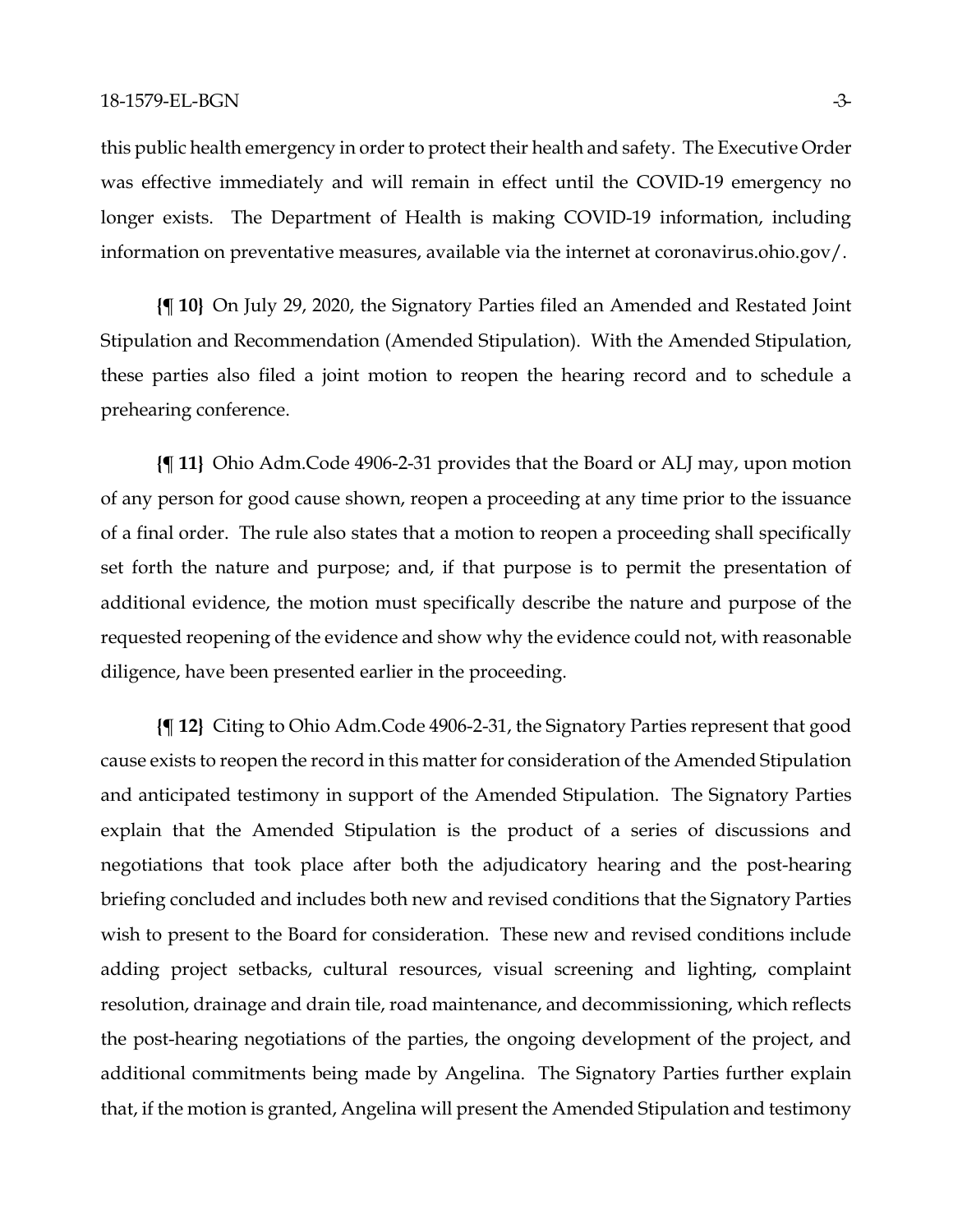this public health emergency in order to protect their health and safety. The Executive Order was effective immediately and will remain in effect until the COVID-19 emergency no longer exists. The Department of Health is making COVID-19 information, including information on preventative measures, available via the internet at coronavirus.ohio.gov/.

**{¶ 10}** On July 29, 2020, the Signatory Parties filed an Amended and Restated Joint Stipulation and Recommendation (Amended Stipulation). With the Amended Stipulation, these parties also filed a joint motion to reopen the hearing record and to schedule a prehearing conference.

**{¶ 11}** Ohio Adm.Code 4906-2-31 provides that the Board or ALJ may, upon motion of any person for good cause shown, reopen a proceeding at any time prior to the issuance of a final order. The rule also states that a motion to reopen a proceeding shall specifically set forth the nature and purpose; and, if that purpose is to permit the presentation of additional evidence, the motion must specifically describe the nature and purpose of the requested reopening of the evidence and show why the evidence could not, with reasonable diligence, have been presented earlier in the proceeding.

**{¶ 12}** Citing to Ohio Adm.Code 4906-2-31, the Signatory Parties represent that good cause exists to reopen the record in this matter for consideration of the Amended Stipulation and anticipated testimony in support of the Amended Stipulation. The Signatory Parties explain that the Amended Stipulation is the product of a series of discussions and negotiations that took place after both the adjudicatory hearing and the post-hearing briefing concluded and includes both new and revised conditions that the Signatory Parties wish to present to the Board for consideration. These new and revised conditions include adding project setbacks, cultural resources, visual screening and lighting, complaint resolution, drainage and drain tile, road maintenance, and decommissioning, which reflects the post-hearing negotiations of the parties, the ongoing development of the project, and additional commitments being made by Angelina. The Signatory Parties further explain that, if the motion is granted, Angelina will present the Amended Stipulation and testimony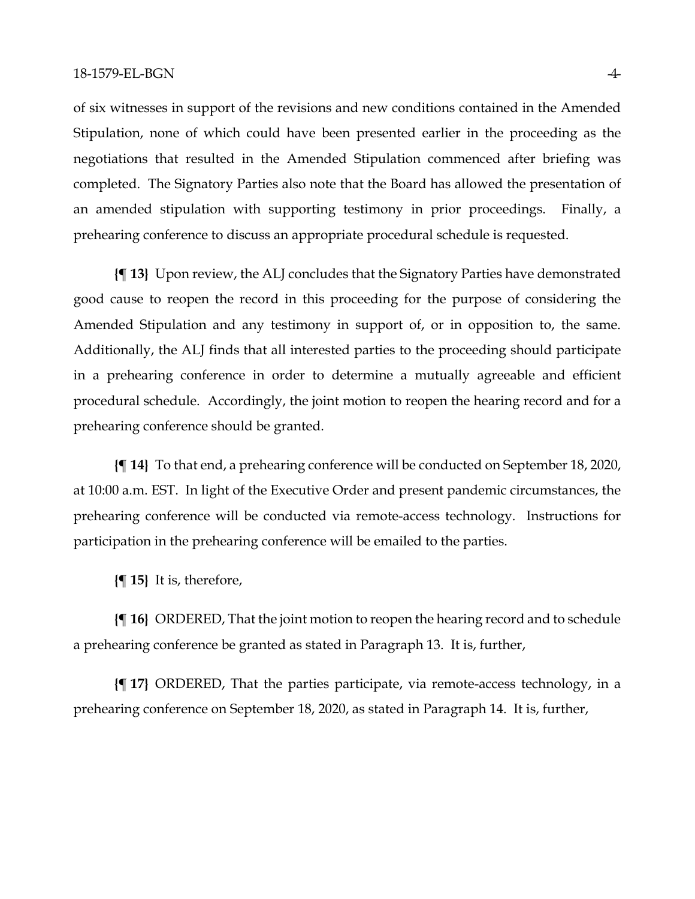of six witnesses in support of the revisions and new conditions contained in the Amended Stipulation, none of which could have been presented earlier in the proceeding as the negotiations that resulted in the Amended Stipulation commenced after briefing was completed. The Signatory Parties also note that the Board has allowed the presentation of an amended stipulation with supporting testimony in prior proceedings. Finally, a prehearing conference to discuss an appropriate procedural schedule is requested.

**{¶ 13}** Upon review, the ALJ concludes that the Signatory Parties have demonstrated good cause to reopen the record in this proceeding for the purpose of considering the Amended Stipulation and any testimony in support of, or in opposition to, the same. Additionally, the ALJ finds that all interested parties to the proceeding should participate in a prehearing conference in order to determine a mutually agreeable and efficient procedural schedule. Accordingly, the joint motion to reopen the hearing record and for a prehearing conference should be granted.

**{¶ 14}** To that end, a prehearing conference will be conducted on September 18, 2020, at 10:00 a.m. EST. In light of the Executive Order and present pandemic circumstances, the prehearing conference will be conducted via remote-access technology. Instructions for participation in the prehearing conference will be emailed to the parties.

**{¶ 15}** It is, therefore,

**{¶ 16}** ORDERED, That the joint motion to reopen the hearing record and to schedule a prehearing conference be granted as stated in Paragraph 13. It is, further,

**{¶ 17}** ORDERED, That the parties participate, via remote-access technology, in a prehearing conference on September 18, 2020, as stated in Paragraph 14. It is, further,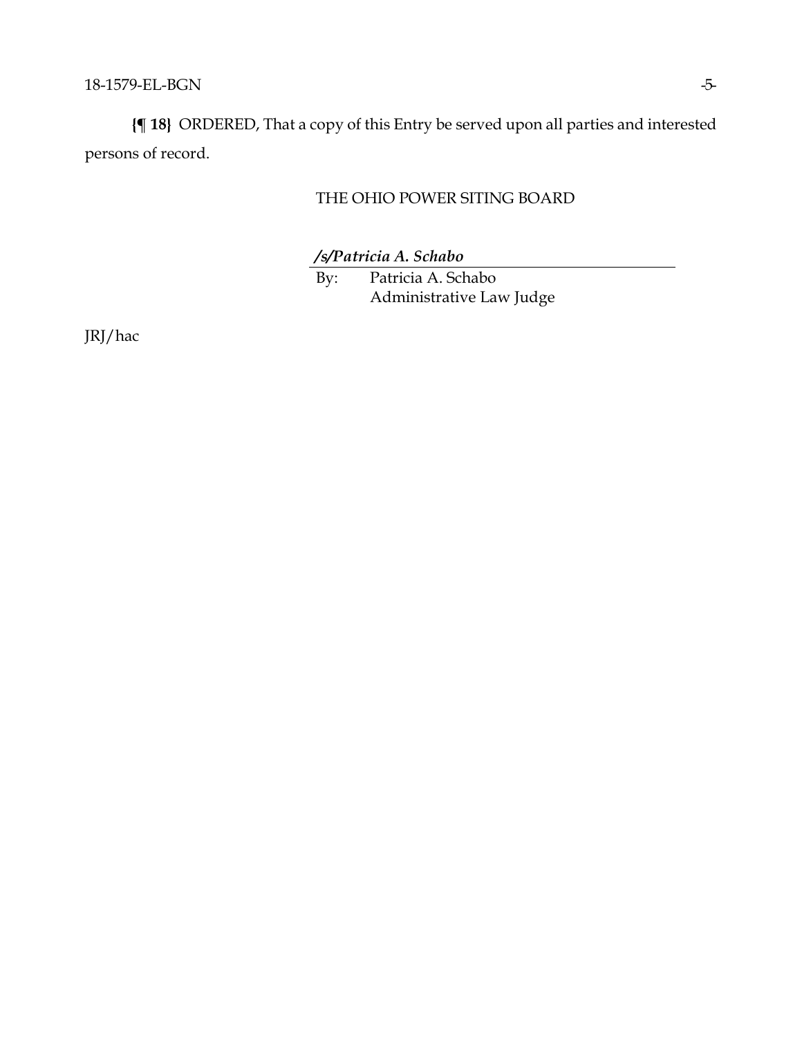**{¶ 18}** ORDERED, That a copy of this Entry be served upon all parties and interested persons of record.

THE OHIO POWER SITING BOARD

***/s/Patricia A. Schabo***

By: Patricia A. Schabo
Administrative Law Judge

JRJ/hac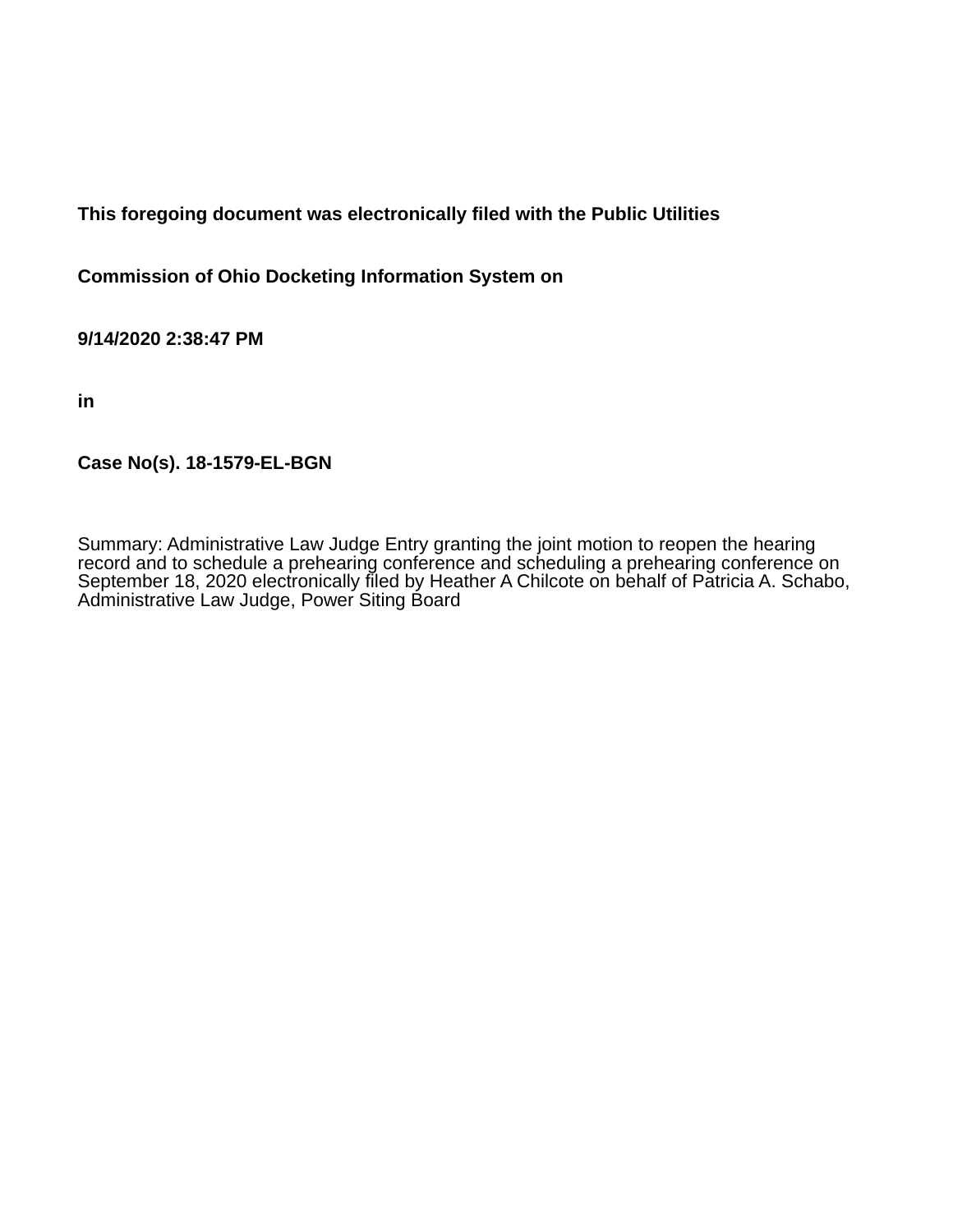**This foregoing document was electronically filed with the Public Utilities**

**Commission of Ohio Docketing Information System on**

**9/14/2020 2:38:47 PM**

**in**

**Case No(s). 18-1579-EL-BGN**

Summary: Administrative Law Judge Entry granting the joint motion to reopen the hearing record and to schedule a prehearing conference and scheduling a prehearing conference on September 18, 2020 electronically filed by Heather A Chilcote on behalf of Patricia A. Schabo, Administrative Law Judge, Power Siting Board